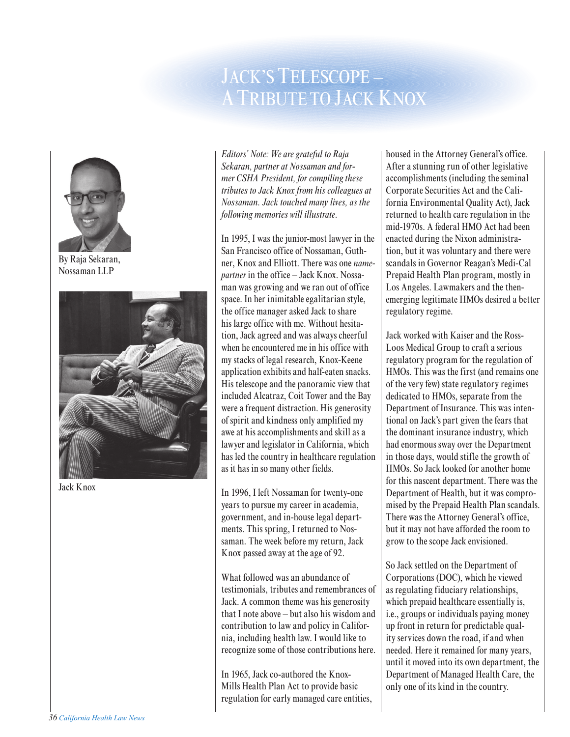# Jack's Telescope – A Tribute to Jack Knox

By Raja Sekaran, Nossaman LLP

Jack Knox

*Editors' Note: We are grateful to Raja Sekaran, partner at Nossaman and former CSHA President, for compiling these tributes to Jack Knox from his colleagues at Nossaman. Jack touched many lives, as the following memories will illustrate.*

In 1995, I was the junior-most lawyer in the San Francisco office of Nossaman, Guthner, Knox and Elliott. There was one *name-partner* in the office – Jack Knox. Nossaman was growing and we ran out of office space. In her inimitable egalitarian style, the office manager asked Jack to share his large office with me. Without hesitation, Jack agreed and was always cheerful when he encountered me in his office with my stacks of legal research, Knox-Keene application exhibits and half-eaten snacks. His telescope and the panoramic view that included Alcatraz, Coit Tower and the Bay were a frequent distraction. His generosity of spirit and kindness only amplified my awe at his accomplishments and skill as a lawyer and legislator in California, which has led the country in healthcare regulation as it has in so many other fields.

In 1996, I left Nossaman for twenty-one years to pursue my career in academia, government, and in-house legal departments. This spring, I returned to Nossaman. The week before my return, Jack Knox passed away at the age of 92.

What followed was an abundance of testimonials, tributes and remembrances of Jack. A common theme was his generosity that I note above – but also his wisdom and contribution to law and policy in California, including health law. I would like to recognize some of those contributions here.

In 1965, Jack co-authored the Knox-Mills Health Plan Act to provide basic regulation for early managed care entities, housed in the Attorney General's office. After a stunning run of other legislative accomplishments (including the seminal Corporate Securities Act and the California Environmental Quality Act), Jack returned to health care regulation in the mid-1970s. A federal HMO Act had been enacted during the Nixon administration, but it was voluntary and there were scandals in Governor Reagan's Medi-Cal Prepaid Health Plan program, mostly in Los Angeles. Lawmakers and the then-emerging legitimate HMOs desired a better regulatory regime.

Jack worked with Kaiser and the Ross-Loos Medical Group to craft a serious regulatory program for the regulation of HMOs. This was the first (and remains one of the very few) state regulatory regimes dedicated to HMOs, separate from the Department of Insurance. This was intentional on Jack's part given the fears that the dominant insurance industry, which had enormous sway over the Department in those days, would stifle the growth of HMOs. So Jack looked for another home for this nascent department. There was the Department of Health, but it was compromised by the Prepaid Health Plan scandals. There was the Attorney General's office, but it may not have afforded the room to grow to the scope Jack envisioned.

So Jack settled on the Department of Corporations (DOC), which he viewed as regulating fiduciary relationships, which prepaid healthcare essentially is, i.e., groups or individuals paying money up front in return for predictable quality services down the road, if and when needed. Here it remained for many years, until it moved into its own department, the Department of Managed Health Care, the only one of its kind in the country.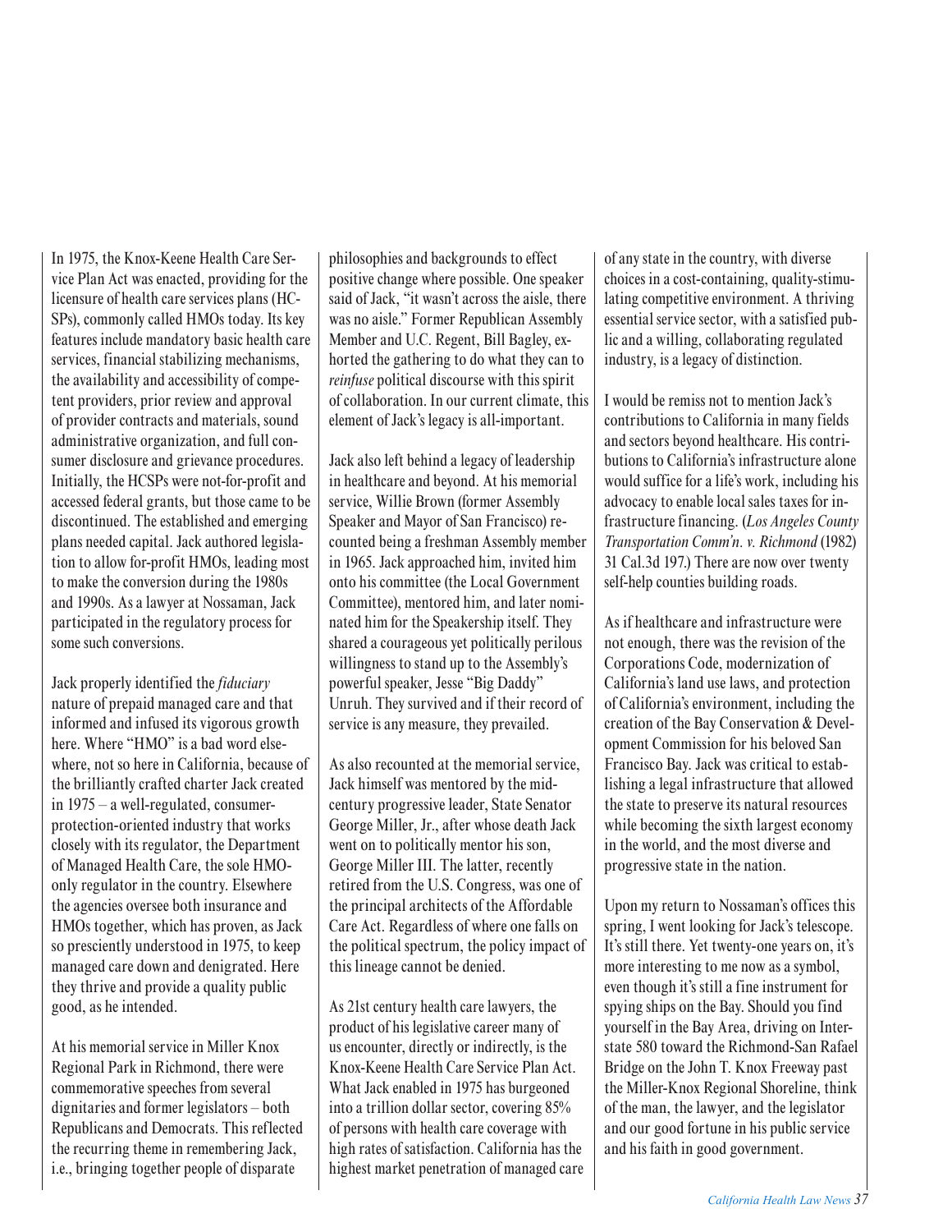In 1975, the Knox-Keene Health Care Service Plan Act was enacted, providing for the licensure of health care services plans (HCSPs), commonly called HMOs today. Its key features include mandatory basic health care services, financial stabilizing mechanisms, the availability and accessibility of competent providers, prior review and approval of provider contracts and materials, sound administrative organization, and full consumer disclosure and grievance procedures. Initially, the HCSPs were not-for-profit and accessed federal grants, but those came to be discontinued. The established and emerging plans needed capital. Jack authored legislation to allow for-profit HMOs, leading most to make the conversion during the 1980s and 1990s. As a lawyer at Nossaman, Jack participated in the regulatory process for some such conversions.

Jack properly identified the *fiduciary* nature of prepaid managed care and that informed and infused its vigorous growth here. Where "HMO" is a bad word elsewhere, not so here in California, because of the brilliantly crafted charter Jack created in 1975 – a well-regulated, consumer-protection-oriented industry that works closely with its regulator, the Department of Managed Health Care, the sole HMO-only regulator in the country. Elsewhere the agencies oversee both insurance and HMOs together, which has proven, as Jack so presciently understood in 1975, to keep managed care down and denigrated. Here they thrive and provide a quality public good, as he intended.

At his memorial service in Miller Knox Regional Park in Richmond, there were commemorative speeches from several dignitaries and former legislators – both Republicans and Democrats. This reflected the recurring theme in remembering Jack, i.e., bringing together people of disparate philosophies and backgrounds to effect positive change where possible. One speaker said of Jack, "it wasn't across the aisle, there was no aisle." Former Republican Assembly Member and U.C. Regent, Bill Bagley, exhorted the gathering to do what they can to *reinfuse* political discourse with this spirit of collaboration. In our current climate, this element of Jack's legacy is all-important.

Jack also left behind a legacy of leadership in healthcare and beyond. At his memorial service, Willie Brown (former Assembly Speaker and Mayor of San Francisco) recounted being a freshman Assembly member in 1965. Jack approached him, invited him onto his committee (the Local Government Committee), mentored him, and later nominated him for the Speakership itself. They shared a courageous yet politically perilous willingness to stand up to the Assembly's powerful speaker, Jesse "Big Daddy" Unruh. They survived and if their record of service is any measure, they prevailed.

As also recounted at the memorial service, Jack himself was mentored by the mid-century progressive leader, State Senator George Miller, Jr., after whose death Jack went on to politically mentor his son, George Miller III. The latter, recently retired from the U.S. Congress, was one of the principal architects of the Affordable Care Act. Regardless of where one falls on the political spectrum, the policy impact of this lineage cannot be denied.

As 21st century health care lawyers, the product of his legislative career many of us encounter, directly or indirectly, is the Knox-Keene Health Care Service Plan Act. What Jack enabled in 1975 has burgeoned into a trillion dollar sector, covering 85% of persons with health care coverage with high rates of satisfaction. California has the highest market penetration of managed care of any state in the country, with diverse choices in a cost-containing, quality-stimulating competitive environment. A thriving essential service sector, with a satisfied public and a willing, collaborating regulated industry, is a legacy of distinction.

I would be remiss not to mention Jack's contributions to California in many fields and sectors beyond healthcare. His contributions to California's infrastructure alone would suffice for a life's work, including his advocacy to enable local sales taxes for infrastructure financing. (*Los Angeles County Transportation Comm'n. v. Richmond* (1982) 31 Cal.3d 197.) There are now over twenty self-help counties building roads.

As if healthcare and infrastructure were not enough, there was the revision of the Corporations Code, modernization of California's land use laws, and protection of California's environment, including the creation of the Bay Conservation & Development Commission for his beloved San Francisco Bay. Jack was critical to establishing a legal infrastructure that allowed the state to preserve its natural resources while becoming the sixth largest economy in the world, and the most diverse and progressive state in the nation.

Upon my return to Nossaman's offices this spring, I went looking for Jack's telescope. It's still there. Yet twenty-one years on, it's more interesting to me now as a symbol, even though it's still a fine instrument for spying ships on the Bay. Should you find yourself in the Bay Area, driving on Interstate 580 toward the Richmond-San Rafael Bridge on the John T. Knox Freeway past the Miller-Knox Regional Shoreline, think of the man, the lawyer, and the legislator and our good fortune in his public service and his faith in good government.